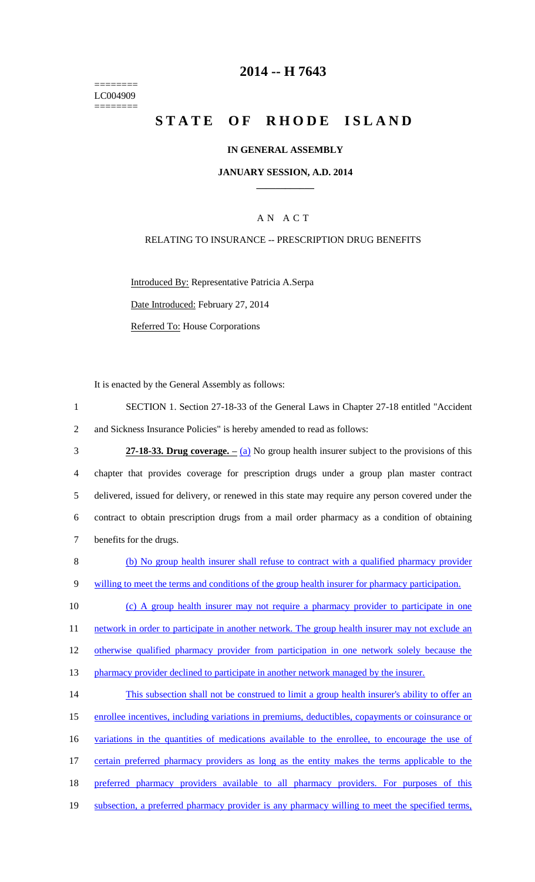========
LC004909
========

# 2014 -- H 7643

# STATE OF RHODE ISLAND

### IN GENERAL ASSEMBLY

### JANUARY SESSION, A.D. 2014

## A N A C T

### RELATING TO INSURANCE -- PRESCRIPTION DRUG BENEFITS

Introduced By: Representative Patricia A.Serpa

Date Introduced: February 27, 2014

Referred To: House Corporations

It is enacted by the General Assembly as follows:

1 SECTION 1. Section 27-18-33 of the General Laws in Chapter 27-18 entitled "Accident
2 and Sickness Insurance Policies" is hereby amended to read as follows:

3 **27-18-33. Drug coverage.** – (a) No group health insurer subject to the provisions of this
4 chapter that provides coverage for prescription drugs under a group plan master contract
5 delivered, issued for delivery, or renewed in this state may require any person covered under the
6 contract to obtain prescription drugs from a mail order pharmacy as a condition of obtaining
7 benefits for the drugs.

8 (b) No group health insurer shall refuse to contract with a qualified pharmacy provider
9 willing to meet the terms and conditions of the group health insurer for pharmacy participation.

10 (c) A group health insurer may not require a pharmacy provider to participate in one
11 network in order to participate in another network. The group health insurer may not exclude an
12 otherwise qualified pharmacy provider from participation in one network solely because the
13 pharmacy provider declined to participate in another network managed by the insurer.

14 This subsection shall not be construed to limit a group health insurer's ability to offer an
15 enrollee incentives, including variations in premiums, deductibles, copayments or coinsurance or
16 variations in the quantities of medications available to the enrollee, to encourage the use of
17 certain preferred pharmacy providers as long as the entity makes the terms applicable to the
18 preferred pharmacy providers available to all pharmacy providers. For purposes of this
19 subsection, a preferred pharmacy provider is any pharmacy willing to meet the specified terms,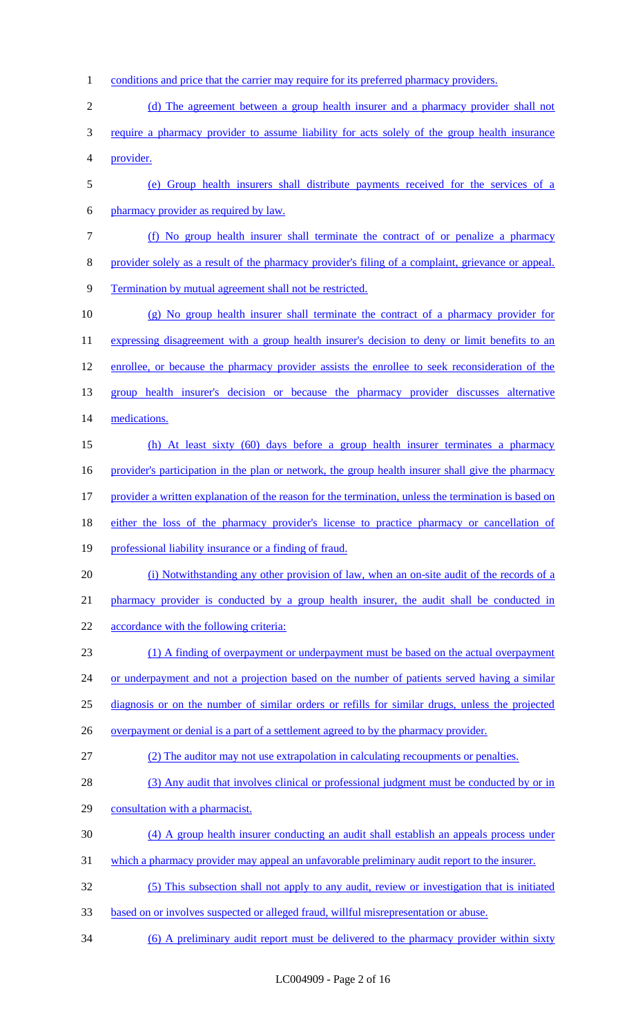conditions and price that the carrier may require for its preferred pharmacy providers.

(d) The agreement between a group health insurer and a pharmacy provider shall not require a pharmacy provider to assume liability for acts solely of the group health insurance provider.

(e) Group health insurers shall distribute payments received for the services of a pharmacy provider as required by law.

(f) No group health insurer shall terminate the contract of or penalize a pharmacy provider solely as a result of the pharmacy provider's filing of a complaint, grievance or appeal. Termination by mutual agreement shall not be restricted.

(g) No group health insurer shall terminate the contract of a pharmacy provider for expressing disagreement with a group health insurer's decision to deny or limit benefits to an enrollee, or because the pharmacy provider assists the enrollee to seek reconsideration of the group health insurer's decision or because the pharmacy provider discusses alternative medications.

(h) At least sixty (60) days before a group health insurer terminates a pharmacy provider's participation in the plan or network, the group health insurer shall give the pharmacy provider a written explanation of the reason for the termination, unless the termination is based on either the loss of the pharmacy provider's license to practice pharmacy or cancellation of professional liability insurance or a finding of fraud.

(i) Notwithstanding any other provision of law, when an on-site audit of the records of a pharmacy provider is conducted by a group health insurer, the audit shall be conducted in accordance with the following criteria:

(1) A finding of overpayment or underpayment must be based on the actual overpayment or underpayment and not a projection based on the number of patients served having a similar diagnosis or on the number of similar orders or refills for similar drugs, unless the projected overpayment or denial is a part of a settlement agreed to by the pharmacy provider.

(2) The auditor may not use extrapolation in calculating recoupments or penalties.

(3) Any audit that involves clinical or professional judgment must be conducted by or in consultation with a pharmacist.

(4) A group health insurer conducting an audit shall establish an appeals process under which a pharmacy provider may appeal an unfavorable preliminary audit report to the insurer.

(5) This subsection shall not apply to any audit, review or investigation that is initiated based on or involves suspected or alleged fraud, willful misrepresentation or abuse.

(6) A preliminary audit report must be delivered to the pharmacy provider within sixty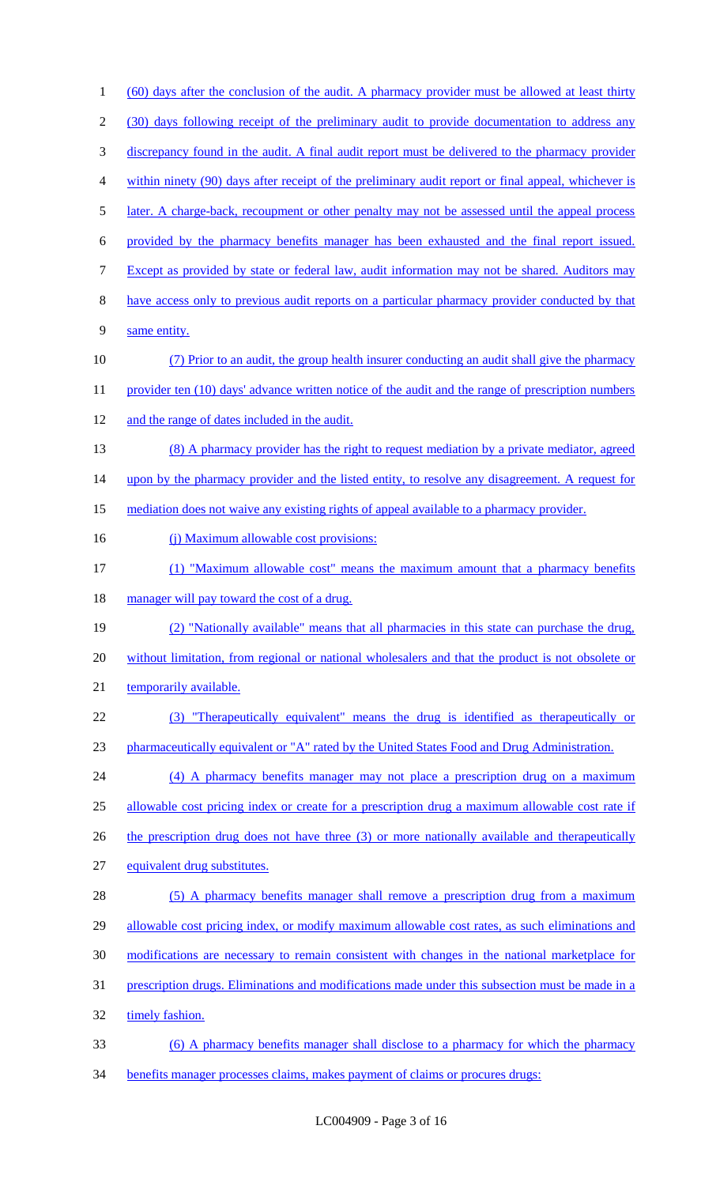(60) days after the conclusion of the audit. A pharmacy provider must be allowed at least thirty (30) days following receipt of the preliminary audit to provide documentation to address any discrepancy found in the audit. A final audit report must be delivered to the pharmacy provider within ninety (90) days after receipt of the preliminary audit report or final appeal, whichever is later. A charge-back, recoupment or other penalty may not be assessed until the appeal process provided by the pharmacy benefits manager has been exhausted and the final report issued. Except as provided by state or federal law, audit information may not be shared. Auditors may have access only to previous audit reports on a particular pharmacy provider conducted by that same entity.

(7) Prior to an audit, the group health insurer conducting an audit shall give the pharmacy provider ten (10) days' advance written notice of the audit and the range of prescription numbers and the range of dates included in the audit.

(8) A pharmacy provider has the right to request mediation by a private mediator, agreed upon by the pharmacy provider and the listed entity, to resolve any disagreement. A request for mediation does not waive any existing rights of appeal available to a pharmacy provider.

(j) Maximum allowable cost provisions:

(1) "Maximum allowable cost" means the maximum amount that a pharmacy benefits manager will pay toward the cost of a drug.

(2) "Nationally available" means that all pharmacies in this state can purchase the drug, without limitation, from regional or national wholesalers and that the product is not obsolete or temporarily available.

(3) "Therapeutically equivalent" means the drug is identified as therapeutically or pharmaceutically equivalent or "A" rated by the United States Food and Drug Administration.

(4) A pharmacy benefits manager may not place a prescription drug on a maximum allowable cost pricing index or create for a prescription drug a maximum allowable cost rate if the prescription drug does not have three (3) or more nationally available and therapeutically equivalent drug substitutes.

(5) A pharmacy benefits manager shall remove a prescription drug from a maximum allowable cost pricing index, or modify maximum allowable cost rates, as such eliminations and modifications are necessary to remain consistent with changes in the national marketplace for prescription drugs. Eliminations and modifications made under this subsection must be made in a timely fashion.

(6) A pharmacy benefits manager shall disclose to a pharmacy for which the pharmacy benefits manager processes claims, makes payment of claims or procures drugs: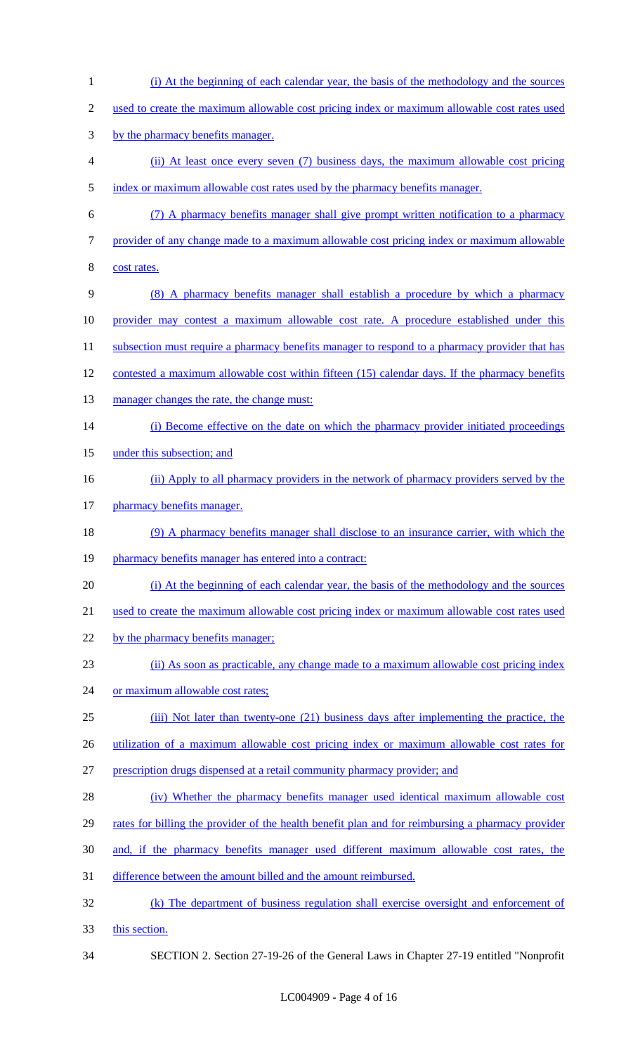(i) At the beginning of each calendar year, the basis of the methodology and the sources used to create the maximum allowable cost pricing index or maximum allowable cost rates used by the pharmacy benefits manager.

(ii) At least once every seven (7) business days, the maximum allowable cost pricing index or maximum allowable cost rates used by the pharmacy benefits manager.

(7) A pharmacy benefits manager shall give prompt written notification to a pharmacy provider of any change made to a maximum allowable cost pricing index or maximum allowable cost rates.

(8) A pharmacy benefits manager shall establish a procedure by which a pharmacy provider may contest a maximum allowable cost rate. A procedure established under this subsection must require a pharmacy benefits manager to respond to a pharmacy provider that has contested a maximum allowable cost within fifteen (15) calendar days. If the pharmacy benefits manager changes the rate, the change must:

(i) Become effective on the date on which the pharmacy provider initiated proceedings under this subsection; and

(ii) Apply to all pharmacy providers in the network of pharmacy providers served by the pharmacy benefits manager.

(9) A pharmacy benefits manager shall disclose to an insurance carrier, with which the pharmacy benefits manager has entered into a contract:

(i) At the beginning of each calendar year, the basis of the methodology and the sources used to create the maximum allowable cost pricing index or maximum allowable cost rates used by the pharmacy benefits manager;

(ii) As soon as practicable, any change made to a maximum allowable cost pricing index or maximum allowable cost rates;

(iii) Not later than twenty-one (21) business days after implementing the practice, the utilization of a maximum allowable cost pricing index or maximum allowable cost rates for prescription drugs dispensed at a retail community pharmacy provider; and

(iv) Whether the pharmacy benefits manager used identical maximum allowable cost rates for billing the provider of the health benefit plan and for reimbursing a pharmacy provider and, if the pharmacy benefits manager used different maximum allowable cost rates, the difference between the amount billed and the amount reimbursed.

(k) The department of business regulation shall exercise oversight and enforcement of this section.

SECTION 2. Section 27-19-26 of the General Laws in Chapter 27-19 entitled "Nonprofit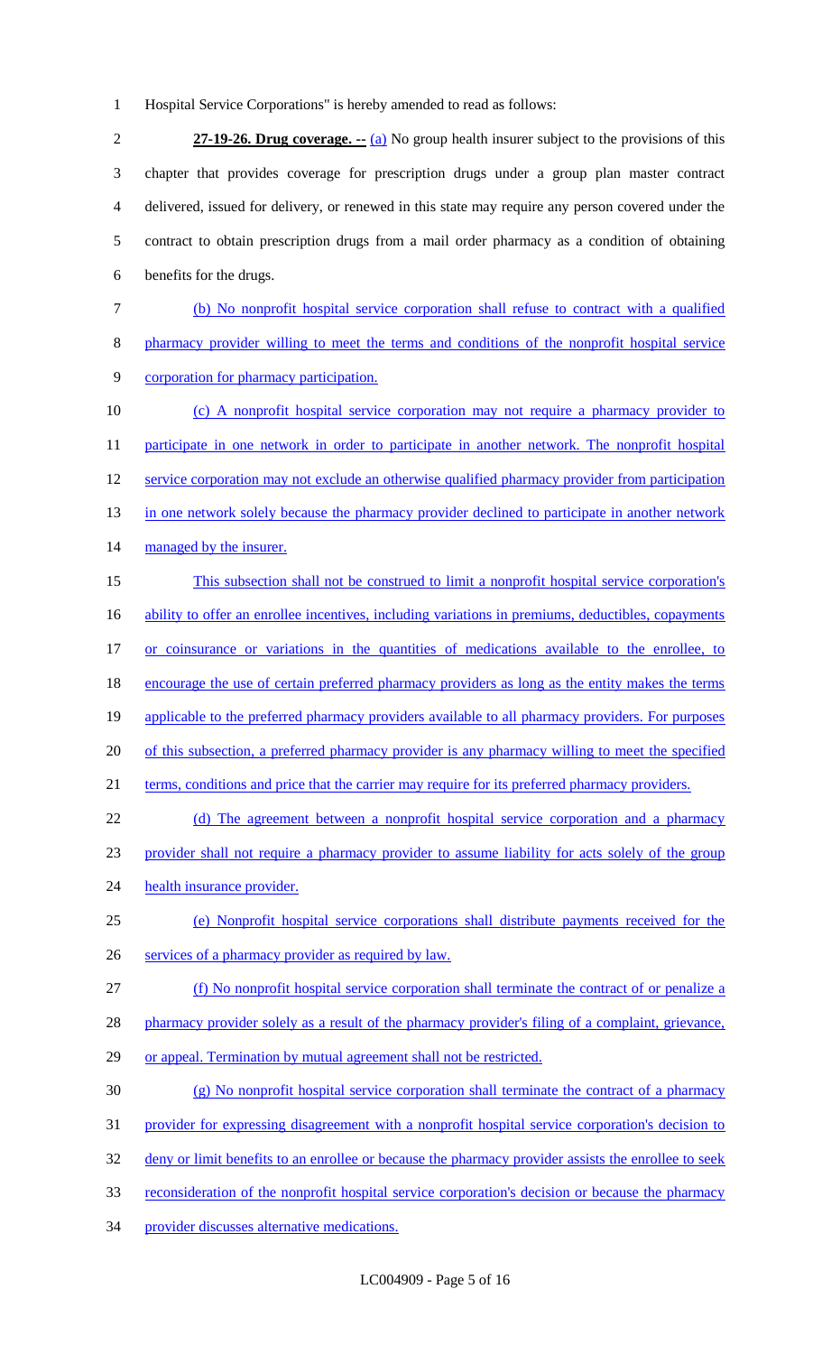Hospital Service Corporations" is hereby amended to read as follows:

**27-19-26. Drug coverage. --** (a) No group health insurer subject to the provisions of this chapter that provides coverage for prescription drugs under a group plan master contract delivered, issued for delivery, or renewed in this state may require any person covered under the contract to obtain prescription drugs from a mail order pharmacy as a condition of obtaining benefits for the drugs.

(b) No nonprofit hospital service corporation shall refuse to contract with a qualified pharmacy provider willing to meet the terms and conditions of the nonprofit hospital service corporation for pharmacy participation.

(c) A nonprofit hospital service corporation may not require a pharmacy provider to participate in one network in order to participate in another network. The nonprofit hospital service corporation may not exclude an otherwise qualified pharmacy provider from participation in one network solely because the pharmacy provider declined to participate in another network managed by the insurer.

This subsection shall not be construed to limit a nonprofit hospital service corporation's ability to offer an enrollee incentives, including variations in premiums, deductibles, copayments or coinsurance or variations in the quantities of medications available to the enrollee, to encourage the use of certain preferred pharmacy providers as long as the entity makes the terms applicable to the preferred pharmacy providers available to all pharmacy providers. For purposes of this subsection, a preferred pharmacy provider is any pharmacy willing to meet the specified terms, conditions and price that the carrier may require for its preferred pharmacy providers.

(d) The agreement between a nonprofit hospital service corporation and a pharmacy provider shall not require a pharmacy provider to assume liability for acts solely of the group health insurance provider.

(e) Nonprofit hospital service corporations shall distribute payments received for the services of a pharmacy provider as required by law.

(f) No nonprofit hospital service corporation shall terminate the contract of or penalize a pharmacy provider solely as a result of the pharmacy provider's filing of a complaint, grievance, or appeal. Termination by mutual agreement shall not be restricted.

(g) No nonprofit hospital service corporation shall terminate the contract of a pharmacy provider for expressing disagreement with a nonprofit hospital service corporation's decision to deny or limit benefits to an enrollee or because the pharmacy provider assists the enrollee to seek reconsideration of the nonprofit hospital service corporation's decision or because the pharmacy provider discusses alternative medications.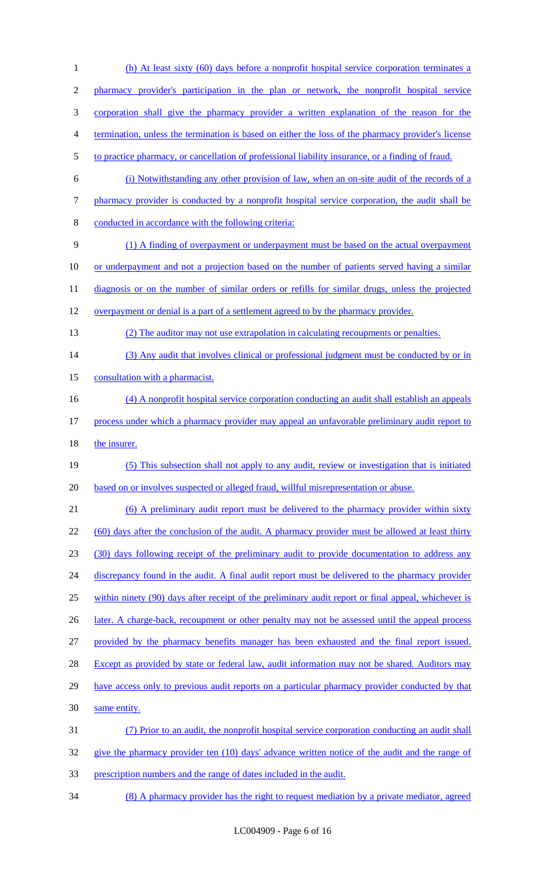(h) At least sixty (60) days before a nonprofit hospital service corporation terminates a pharmacy provider's participation in the plan or network, the nonprofit hospital service corporation shall give the pharmacy provider a written explanation of the reason for the termination, unless the termination is based on either the loss of the pharmacy provider's license to practice pharmacy, or cancellation of professional liability insurance, or a finding of fraud.

(i) Notwithstanding any other provision of law, when an on-site audit of the records of a pharmacy provider is conducted by a nonprofit hospital service corporation, the audit shall be conducted in accordance with the following criteria:

(1) A finding of overpayment or underpayment must be based on the actual overpayment or underpayment and not a projection based on the number of patients served having a similar diagnosis or on the number of similar orders or refills for similar drugs, unless the projected overpayment or denial is a part of a settlement agreed to by the pharmacy provider.

(2) The auditor may not use extrapolation in calculating recoupments or penalties.

(3) Any audit that involves clinical or professional judgment must be conducted by or in consultation with a pharmacist.

(4) A nonprofit hospital service corporation conducting an audit shall establish an appeals process under which a pharmacy provider may appeal an unfavorable preliminary audit report to the insurer.

(5) This subsection shall not apply to any audit, review or investigation that is initiated based on or involves suspected or alleged fraud, willful misrepresentation or abuse.

(6) A preliminary audit report must be delivered to the pharmacy provider within sixty (60) days after the conclusion of the audit. A pharmacy provider must be allowed at least thirty (30) days following receipt of the preliminary audit to provide documentation to address any discrepancy found in the audit. A final audit report must be delivered to the pharmacy provider within ninety (90) days after receipt of the preliminary audit report or final appeal, whichever is later. A charge-back, recoupment or other penalty may not be assessed until the appeal process provided by the pharmacy benefits manager has been exhausted and the final report issued. Except as provided by state or federal law, audit information may not be shared. Auditors may have access only to previous audit reports on a particular pharmacy provider conducted by that same entity.

(7) Prior to an audit, the nonprofit hospital service corporation conducting an audit shall give the pharmacy provider ten (10) days' advance written notice of the audit and the range of prescription numbers and the range of dates included in the audit.

(8) A pharmacy provider has the right to request mediation by a private mediator, agreed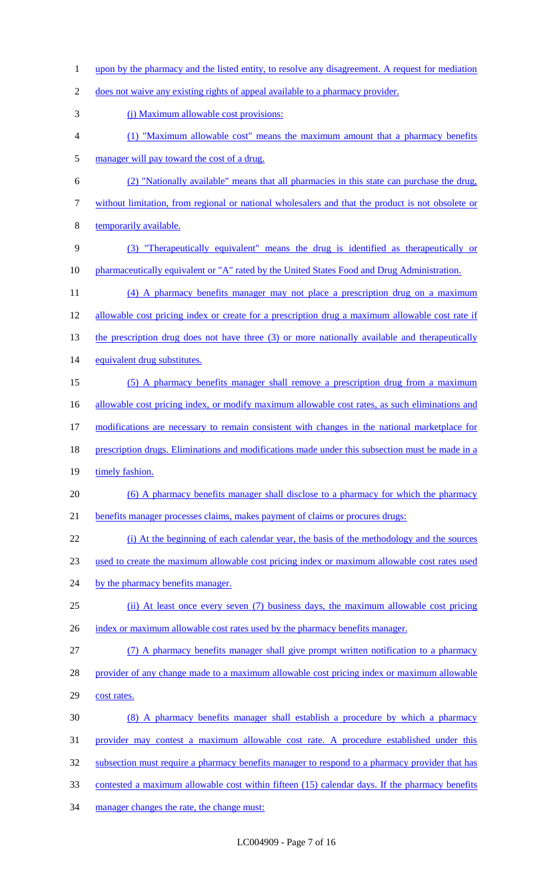upon by the pharmacy and the listed entity, to resolve any disagreement. A request for mediation does not waive any existing rights of appeal available to a pharmacy provider.

(j) Maximum allowable cost provisions:

(1) "Maximum allowable cost" means the maximum amount that a pharmacy benefits manager will pay toward the cost of a drug.

(2) "Nationally available" means that all pharmacies in this state can purchase the drug, without limitation, from regional or national wholesalers and that the product is not obsolete or temporarily available.

(3) "Therapeutically equivalent" means the drug is identified as therapeutically or pharmaceutically equivalent or "A" rated by the United States Food and Drug Administration.

(4) A pharmacy benefits manager may not place a prescription drug on a maximum allowable cost pricing index or create for a prescription drug a maximum allowable cost rate if the prescription drug does not have three (3) or more nationally available and therapeutically equivalent drug substitutes.

(5) A pharmacy benefits manager shall remove a prescription drug from a maximum allowable cost pricing index, or modify maximum allowable cost rates, as such eliminations and modifications are necessary to remain consistent with changes in the national marketplace for prescription drugs. Eliminations and modifications made under this subsection must be made in a timely fashion.

(6) A pharmacy benefits manager shall disclose to a pharmacy for which the pharmacy benefits manager processes claims, makes payment of claims or procures drugs:

(i) At the beginning of each calendar year, the basis of the methodology and the sources used to create the maximum allowable cost pricing index or maximum allowable cost rates used by the pharmacy benefits manager.

(ii) At least once every seven (7) business days, the maximum allowable cost pricing index or maximum allowable cost rates used by the pharmacy benefits manager.

(7) A pharmacy benefits manager shall give prompt written notification to a pharmacy provider of any change made to a maximum allowable cost pricing index or maximum allowable cost rates.

(8) A pharmacy benefits manager shall establish a procedure by which a pharmacy provider may contest a maximum allowable cost rate. A procedure established under this subsection must require a pharmacy benefits manager to respond to a pharmacy provider that has contested a maximum allowable cost within fifteen (15) calendar days. If the pharmacy benefits manager changes the rate, the change must: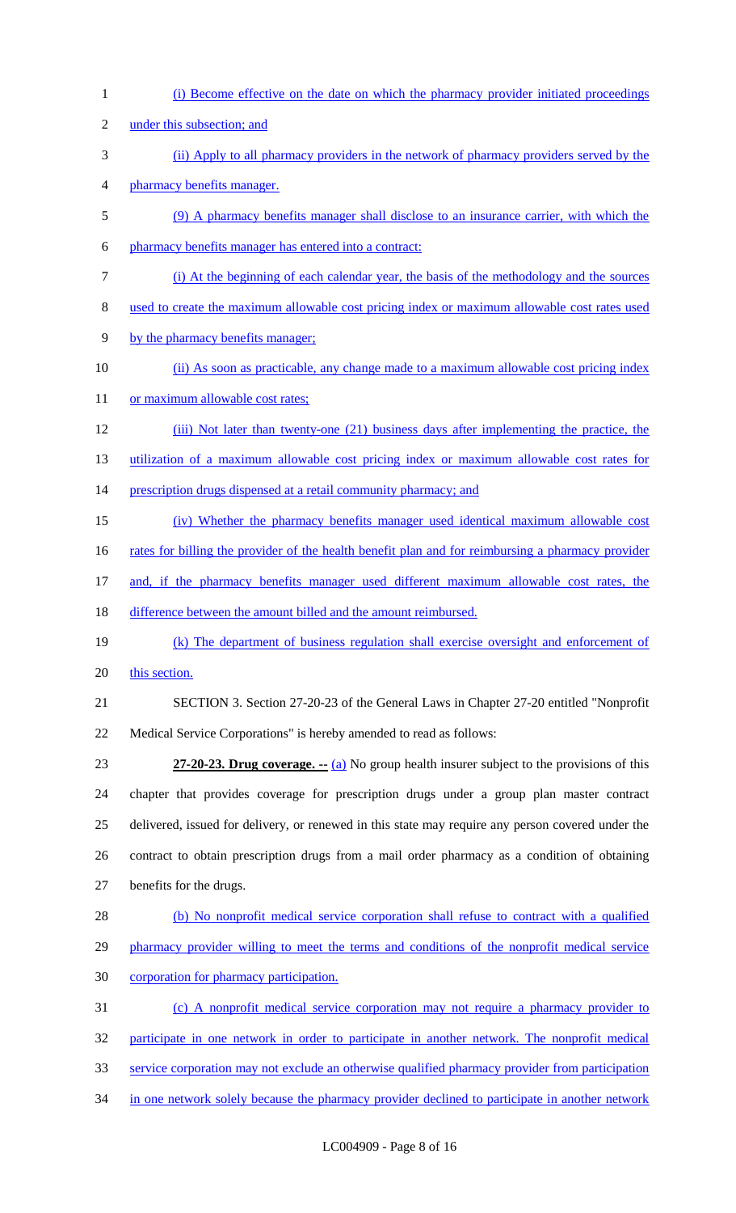(i) Become effective on the date on which the pharmacy provider initiated proceedings under this subsection; and

(ii) Apply to all pharmacy providers in the network of pharmacy providers served by the pharmacy benefits manager.

(9) A pharmacy benefits manager shall disclose to an insurance carrier, with which the pharmacy benefits manager has entered into a contract:

(i) At the beginning of each calendar year, the basis of the methodology and the sources used to create the maximum allowable cost pricing index or maximum allowable cost rates used by the pharmacy benefits manager;

(ii) As soon as practicable, any change made to a maximum allowable cost pricing index or maximum allowable cost rates;

(iii) Not later than twenty-one (21) business days after implementing the practice, the utilization of a maximum allowable cost pricing index or maximum allowable cost rates for prescription drugs dispensed at a retail community pharmacy; and

(iv) Whether the pharmacy benefits manager used identical maximum allowable cost rates for billing the provider of the health benefit plan and for reimbursing a pharmacy provider and, if the pharmacy benefits manager used different maximum allowable cost rates, the difference between the amount billed and the amount reimbursed.

(k) The department of business regulation shall exercise oversight and enforcement of this section.

SECTION 3. Section 27-20-23 of the General Laws in Chapter 27-20 entitled "Nonprofit Medical Service Corporations" is hereby amended to read as follows:

**27-20-23. Drug coverage. --** (a) No group health insurer subject to the provisions of this chapter that provides coverage for prescription drugs under a group plan master contract delivered, issued for delivery, or renewed in this state may require any person covered under the contract to obtain prescription drugs from a mail order pharmacy as a condition of obtaining benefits for the drugs.

(b) No nonprofit medical service corporation shall refuse to contract with a qualified pharmacy provider willing to meet the terms and conditions of the nonprofit medical service corporation for pharmacy participation.

(c) A nonprofit medical service corporation may not require a pharmacy provider to participate in one network in order to participate in another network. The nonprofit medical service corporation may not exclude an otherwise qualified pharmacy provider from participation in one network solely because the pharmacy provider declined to participate in another network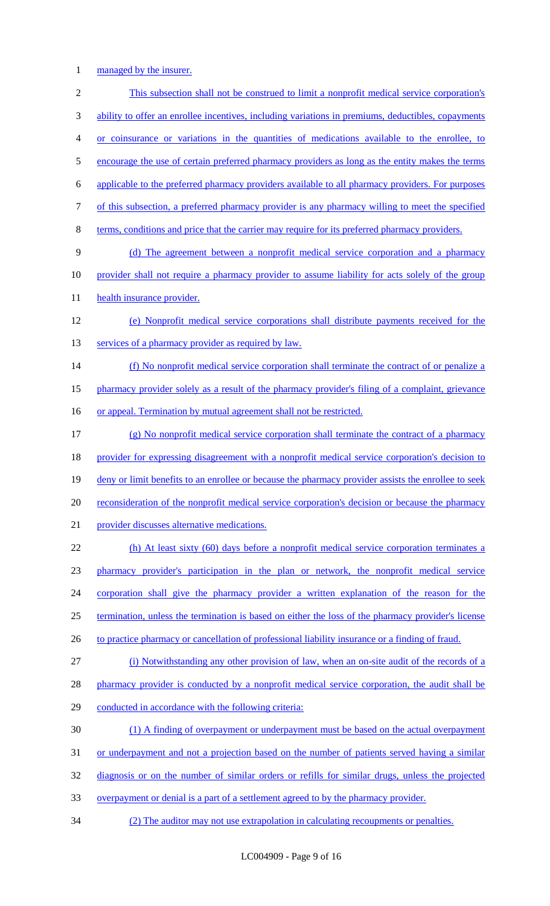managed by the insurer.

This subsection shall not be construed to limit a nonprofit medical service corporation's ability to offer an enrollee incentives, including variations in premiums, deductibles, copayments or coinsurance or variations in the quantities of medications available to the enrollee, to encourage the use of certain preferred pharmacy providers as long as the entity makes the terms applicable to the preferred pharmacy providers available to all pharmacy providers. For purposes of this subsection, a preferred pharmacy provider is any pharmacy willing to meet the specified terms, conditions and price that the carrier may require for its preferred pharmacy providers.

(d) The agreement between a nonprofit medical service corporation and a pharmacy provider shall not require a pharmacy provider to assume liability for acts solely of the group health insurance provider.

(e) Nonprofit medical service corporations shall distribute payments received for the services of a pharmacy provider as required by law.

(f) No nonprofit medical service corporation shall terminate the contract of or penalize a pharmacy provider solely as a result of the pharmacy provider's filing of a complaint, grievance or appeal. Termination by mutual agreement shall not be restricted.

(g) No nonprofit medical service corporation shall terminate the contract of a pharmacy provider for expressing disagreement with a nonprofit medical service corporation's decision to deny or limit benefits to an enrollee or because the pharmacy provider assists the enrollee to seek reconsideration of the nonprofit medical service corporation's decision or because the pharmacy provider discusses alternative medications.

(h) At least sixty (60) days before a nonprofit medical service corporation terminates a pharmacy provider's participation in the plan or network, the nonprofit medical service corporation shall give the pharmacy provider a written explanation of the reason for the termination, unless the termination is based on either the loss of the pharmacy provider's license to practice pharmacy or cancellation of professional liability insurance or a finding of fraud.

(i) Notwithstanding any other provision of law, when an on-site audit of the records of a pharmacy provider is conducted by a nonprofit medical service corporation, the audit shall be conducted in accordance with the following criteria:

(1) A finding of overpayment or underpayment must be based on the actual overpayment or underpayment and not a projection based on the number of patients served having a similar diagnosis or on the number of similar orders or refills for similar drugs, unless the projected overpayment or denial is a part of a settlement agreed to by the pharmacy provider.

(2) The auditor may not use extrapolation in calculating recoupments or penalties.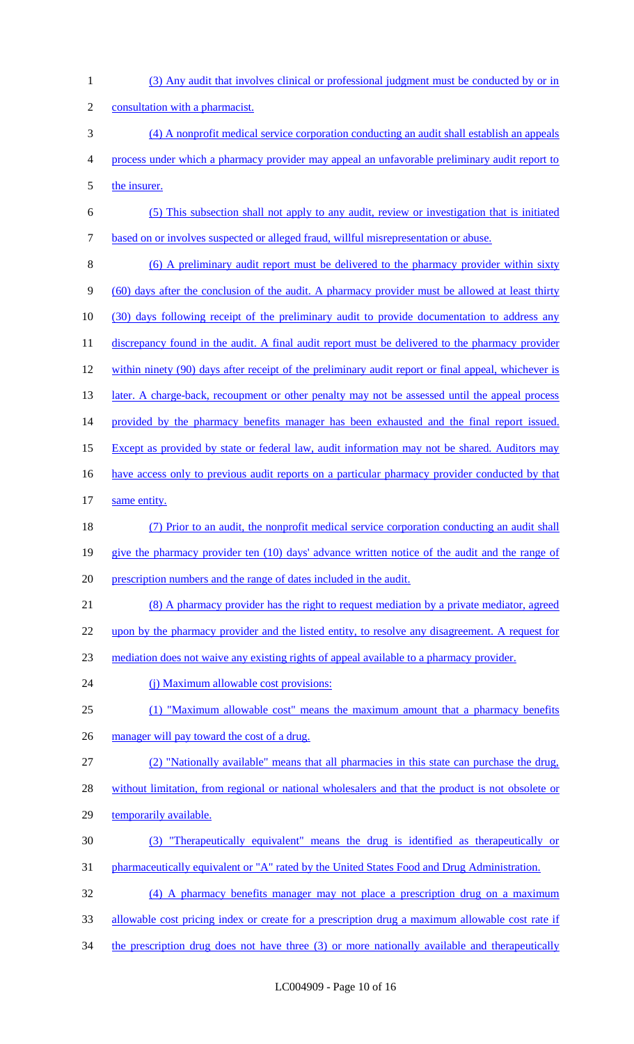(3) Any audit that involves clinical or professional judgment must be conducted by or in consultation with a pharmacist.

(4) A nonprofit medical service corporation conducting an audit shall establish an appeals process under which a pharmacy provider may appeal an unfavorable preliminary audit report to the insurer.

(5) This subsection shall not apply to any audit, review or investigation that is initiated based on or involves suspected or alleged fraud, willful misrepresentation or abuse.

(6) A preliminary audit report must be delivered to the pharmacy provider within sixty (60) days after the conclusion of the audit. A pharmacy provider must be allowed at least thirty (30) days following receipt of the preliminary audit to provide documentation to address any discrepancy found in the audit. A final audit report must be delivered to the pharmacy provider within ninety (90) days after receipt of the preliminary audit report or final appeal, whichever is later. A charge-back, recoupment or other penalty may not be assessed until the appeal process provided by the pharmacy benefits manager has been exhausted and the final report issued. Except as provided by state or federal law, audit information may not be shared. Auditors may have access only to previous audit reports on a particular pharmacy provider conducted by that same entity.

(7) Prior to an audit, the nonprofit medical service corporation conducting an audit shall give the pharmacy provider ten (10) days' advance written notice of the audit and the range of prescription numbers and the range of dates included in the audit.

(8) A pharmacy provider has the right to request mediation by a private mediator, agreed upon by the pharmacy provider and the listed entity, to resolve any disagreement. A request for mediation does not waive any existing rights of appeal available to a pharmacy provider.

(j) Maximum allowable cost provisions:

(1) "Maximum allowable cost" means the maximum amount that a pharmacy benefits manager will pay toward the cost of a drug.

(2) "Nationally available" means that all pharmacies in this state can purchase the drug, without limitation, from regional or national wholesalers and that the product is not obsolete or temporarily available.

(3) "Therapeutically equivalent" means the drug is identified as therapeutically or pharmaceutically equivalent or "A" rated by the United States Food and Drug Administration.

(4) A pharmacy benefits manager may not place a prescription drug on a maximum allowable cost pricing index or create for a prescription drug a maximum allowable cost rate if the prescription drug does not have three (3) or more nationally available and therapeutically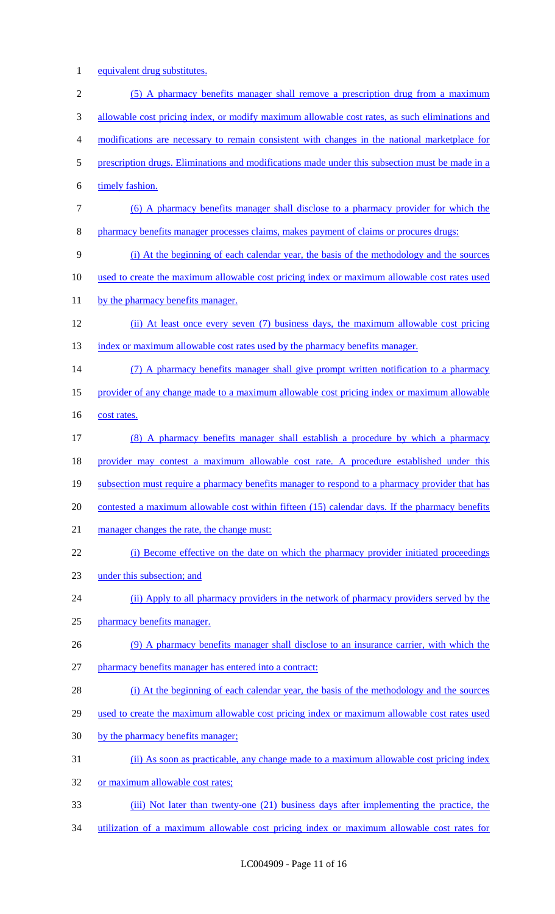equivalent drug substitutes.

(5) A pharmacy benefits manager shall remove a prescription drug from a maximum allowable cost pricing index, or modify maximum allowable cost rates, as such eliminations and modifications are necessary to remain consistent with changes in the national marketplace for prescription drugs. Eliminations and modifications made under this subsection must be made in a timely fashion.

(6) A pharmacy benefits manager shall disclose to a pharmacy provider for which the pharmacy benefits manager processes claims, makes payment of claims or procures drugs:

(i) At the beginning of each calendar year, the basis of the methodology and the sources used to create the maximum allowable cost pricing index or maximum allowable cost rates used by the pharmacy benefits manager.

(ii) At least once every seven (7) business days, the maximum allowable cost pricing index or maximum allowable cost rates used by the pharmacy benefits manager.

(7) A pharmacy benefits manager shall give prompt written notification to a pharmacy provider of any change made to a maximum allowable cost pricing index or maximum allowable cost rates.

(8) A pharmacy benefits manager shall establish a procedure by which a pharmacy provider may contest a maximum allowable cost rate. A procedure established under this subsection must require a pharmacy benefits manager to respond to a pharmacy provider that has contested a maximum allowable cost within fifteen (15) calendar days. If the pharmacy benefits manager changes the rate, the change must:

(i) Become effective on the date on which the pharmacy provider initiated proceedings under this subsection; and

(ii) Apply to all pharmacy providers in the network of pharmacy providers served by the pharmacy benefits manager.

(9) A pharmacy benefits manager shall disclose to an insurance carrier, with which the pharmacy benefits manager has entered into a contract:

(i) At the beginning of each calendar year, the basis of the methodology and the sources used to create the maximum allowable cost pricing index or maximum allowable cost rates used by the pharmacy benefits manager;

(ii) As soon as practicable, any change made to a maximum allowable cost pricing index or maximum allowable cost rates;

(iii) Not later than twenty-one (21) business days after implementing the practice, the utilization of a maximum allowable cost pricing index or maximum allowable cost rates for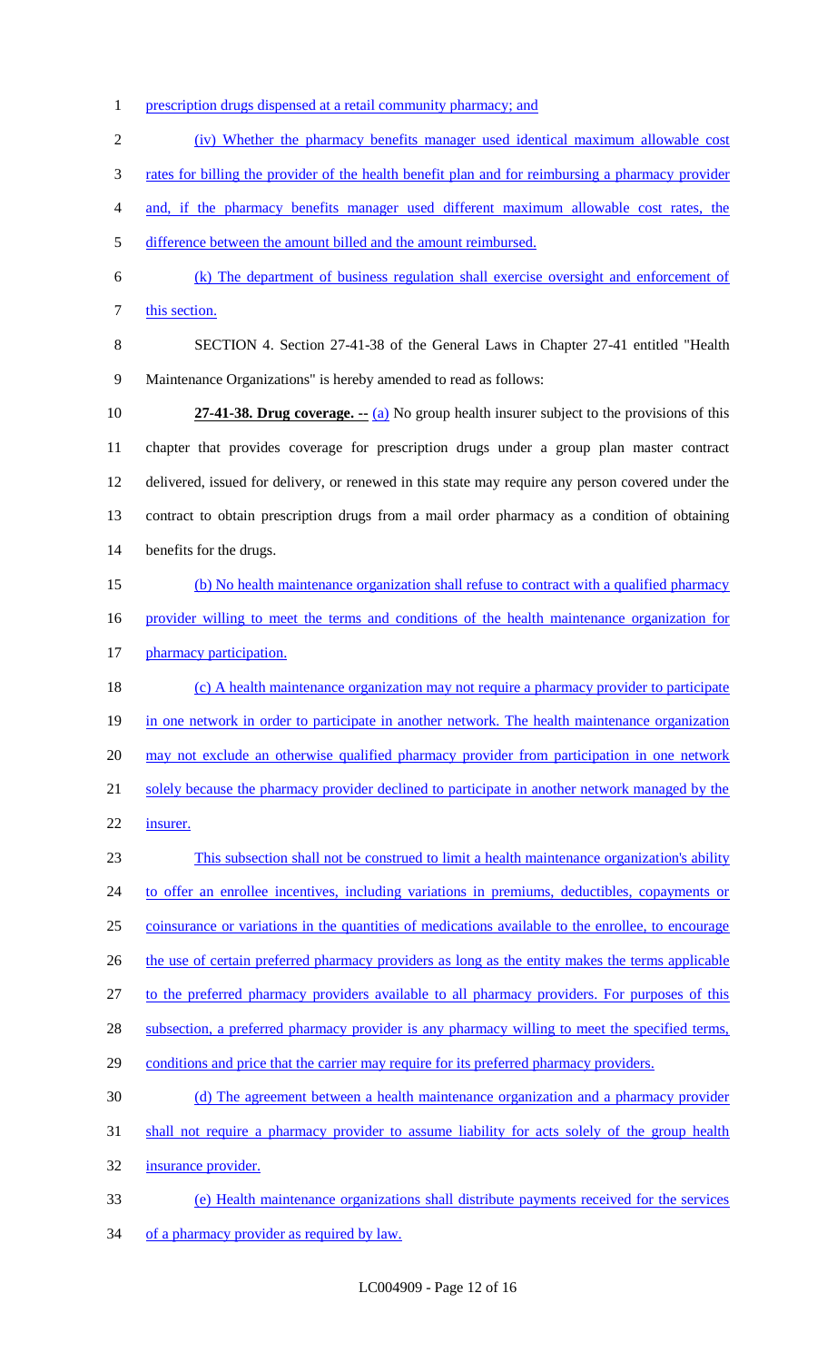prescription drugs dispensed at a retail community pharmacy; and

(iv) Whether the pharmacy benefits manager used identical maximum allowable cost rates for billing the provider of the health benefit plan and for reimbursing a pharmacy provider and, if the pharmacy benefits manager used different maximum allowable cost rates, the difference between the amount billed and the amount reimbursed.

(k) The department of business regulation shall exercise oversight and enforcement of this section.

SECTION 4. Section 27-41-38 of the General Laws in Chapter 27-41 entitled "Health Maintenance Organizations" is hereby amended to read as follows:

**27-41-38. Drug coverage. --** (a) No group health insurer subject to the provisions of this chapter that provides coverage for prescription drugs under a group plan master contract delivered, issued for delivery, or renewed in this state may require any person covered under the contract to obtain prescription drugs from a mail order pharmacy as a condition of obtaining benefits for the drugs.

(b) No health maintenance organization shall refuse to contract with a qualified pharmacy provider willing to meet the terms and conditions of the health maintenance organization for pharmacy participation.

(c) A health maintenance organization may not require a pharmacy provider to participate in one network in order to participate in another network. The health maintenance organization may not exclude an otherwise qualified pharmacy provider from participation in one network solely because the pharmacy provider declined to participate in another network managed by the insurer.

This subsection shall not be construed to limit a health maintenance organization's ability to offer an enrollee incentives, including variations in premiums, deductibles, copayments or coinsurance or variations in the quantities of medications available to the enrollee, to encourage the use of certain preferred pharmacy providers as long as the entity makes the terms applicable to the preferred pharmacy providers available to all pharmacy providers. For purposes of this subsection, a preferred pharmacy provider is any pharmacy willing to meet the specified terms, conditions and price that the carrier may require for its preferred pharmacy providers.

(d) The agreement between a health maintenance organization and a pharmacy provider shall not require a pharmacy provider to assume liability for acts solely of the group health insurance provider.

(e) Health maintenance organizations shall distribute payments received for the services of a pharmacy provider as required by law.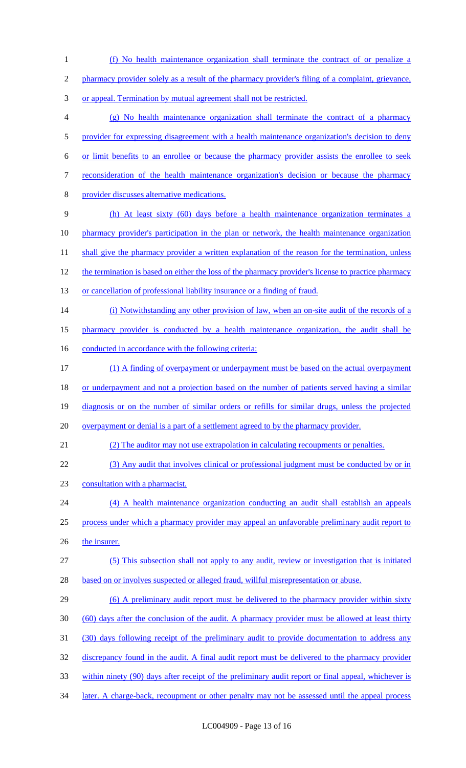(f) No health maintenance organization shall terminate the contract of or penalize a pharmacy provider solely as a result of the pharmacy provider's filing of a complaint, grievance, or appeal. Termination by mutual agreement shall not be restricted.

(g) No health maintenance organization shall terminate the contract of a pharmacy provider for expressing disagreement with a health maintenance organization's decision to deny or limit benefits to an enrollee or because the pharmacy provider assists the enrollee to seek reconsideration of the health maintenance organization's decision or because the pharmacy provider discusses alternative medications.

(h) At least sixty (60) days before a health maintenance organization terminates a pharmacy provider's participation in the plan or network, the health maintenance organization shall give the pharmacy provider a written explanation of the reason for the termination, unless the termination is based on either the loss of the pharmacy provider's license to practice pharmacy or cancellation of professional liability insurance or a finding of fraud.

(i) Notwithstanding any other provision of law, when an on-site audit of the records of a pharmacy provider is conducted by a health maintenance organization, the audit shall be conducted in accordance with the following criteria:

(1) A finding of overpayment or underpayment must be based on the actual overpayment or underpayment and not a projection based on the number of patients served having a similar diagnosis or on the number of similar orders or refills for similar drugs, unless the projected overpayment or denial is a part of a settlement agreed to by the pharmacy provider.

(2) The auditor may not use extrapolation in calculating recoupments or penalties.

(3) Any audit that involves clinical or professional judgment must be conducted by or in consultation with a pharmacist.

(4) A health maintenance organization conducting an audit shall establish an appeals process under which a pharmacy provider may appeal an unfavorable preliminary audit report to the insurer.

(5) This subsection shall not apply to any audit, review or investigation that is initiated based on or involves suspected or alleged fraud, willful misrepresentation or abuse.

(6) A preliminary audit report must be delivered to the pharmacy provider within sixty (60) days after the conclusion of the audit. A pharmacy provider must be allowed at least thirty (30) days following receipt of the preliminary audit to provide documentation to address any discrepancy found in the audit. A final audit report must be delivered to the pharmacy provider within ninety (90) days after receipt of the preliminary audit report or final appeal, whichever is later. A charge-back, recoupment or other penalty may not be assessed until the appeal process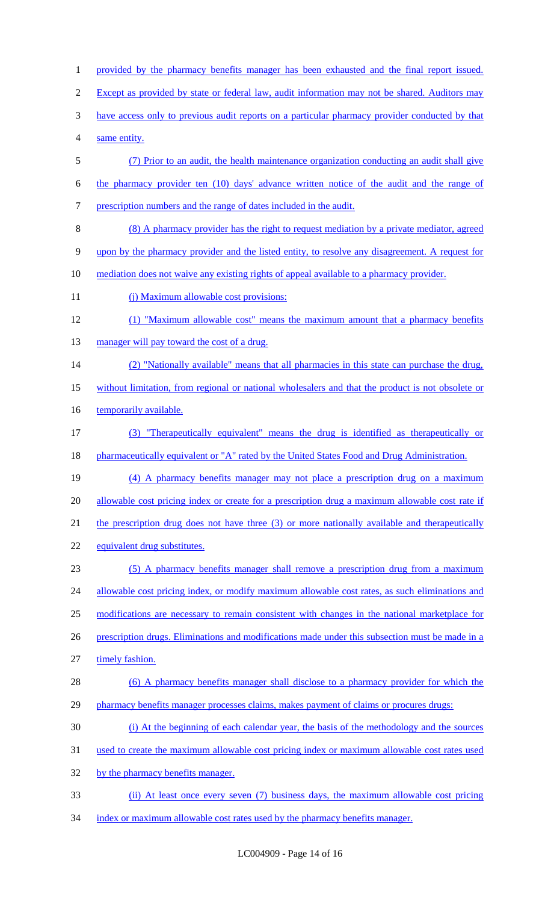provided by the pharmacy benefits manager has been exhausted and the final report issued. Except as provided by state or federal law, audit information may not be shared. Auditors may have access only to previous audit reports on a particular pharmacy provider conducted by that same entity.

(7) Prior to an audit, the health maintenance organization conducting an audit shall give the pharmacy provider ten (10) days' advance written notice of the audit and the range of prescription numbers and the range of dates included in the audit.

(8) A pharmacy provider has the right to request mediation by a private mediator, agreed upon by the pharmacy provider and the listed entity, to resolve any disagreement. A request for mediation does not waive any existing rights of appeal available to a pharmacy provider.

(j) Maximum allowable cost provisions:

(1) "Maximum allowable cost" means the maximum amount that a pharmacy benefits manager will pay toward the cost of a drug.

(2) "Nationally available" means that all pharmacies in this state can purchase the drug, without limitation, from regional or national wholesalers and that the product is not obsolete or temporarily available.

(3) "Therapeutically equivalent" means the drug is identified as therapeutically or pharmaceutically equivalent or "A" rated by the United States Food and Drug Administration.

(4) A pharmacy benefits manager may not place a prescription drug on a maximum allowable cost pricing index or create for a prescription drug a maximum allowable cost rate if the prescription drug does not have three (3) or more nationally available and therapeutically equivalent drug substitutes.

(5) A pharmacy benefits manager shall remove a prescription drug from a maximum allowable cost pricing index, or modify maximum allowable cost rates, as such eliminations and modifications are necessary to remain consistent with changes in the national marketplace for prescription drugs. Eliminations and modifications made under this subsection must be made in a timely fashion.

(6) A pharmacy benefits manager shall disclose to a pharmacy provider for which the pharmacy benefits manager processes claims, makes payment of claims or procures drugs:

(i) At the beginning of each calendar year, the basis of the methodology and the sources used to create the maximum allowable cost pricing index or maximum allowable cost rates used by the pharmacy benefits manager.

(ii) At least once every seven (7) business days, the maximum allowable cost pricing index or maximum allowable cost rates used by the pharmacy benefits manager.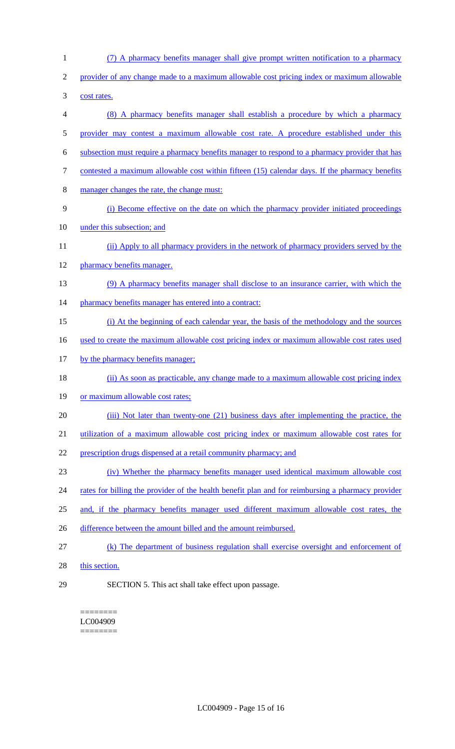(7) A pharmacy benefits manager shall give prompt written notification to a pharmacy provider of any change made to a maximum allowable cost pricing index or maximum allowable cost rates.

(8) A pharmacy benefits manager shall establish a procedure by which a pharmacy provider may contest a maximum allowable cost rate. A procedure established under this subsection must require a pharmacy benefits manager to respond to a pharmacy provider that has contested a maximum allowable cost within fifteen (15) calendar days. If the pharmacy benefits manager changes the rate, the change must:

(i) Become effective on the date on which the pharmacy provider initiated proceedings under this subsection; and

(ii) Apply to all pharmacy providers in the network of pharmacy providers served by the pharmacy benefits manager.

(9) A pharmacy benefits manager shall disclose to an insurance carrier, with which the pharmacy benefits manager has entered into a contract:

(i) At the beginning of each calendar year, the basis of the methodology and the sources used to create the maximum allowable cost pricing index or maximum allowable cost rates used by the pharmacy benefits manager;

(ii) As soon as practicable, any change made to a maximum allowable cost pricing index or maximum allowable cost rates;

(iii) Not later than twenty-one (21) business days after implementing the practice, the utilization of a maximum allowable cost pricing index or maximum allowable cost rates for prescription drugs dispensed at a retail community pharmacy; and

(iv) Whether the pharmacy benefits manager used identical maximum allowable cost rates for billing the provider of the health benefit plan and for reimbursing a pharmacy provider and, if the pharmacy benefits manager used different maximum allowable cost rates, the difference between the amount billed and the amount reimbursed.

(k) The department of business regulation shall exercise oversight and enforcement of this section.

SECTION 5. This act shall take effect upon passage.

========
LC004909
========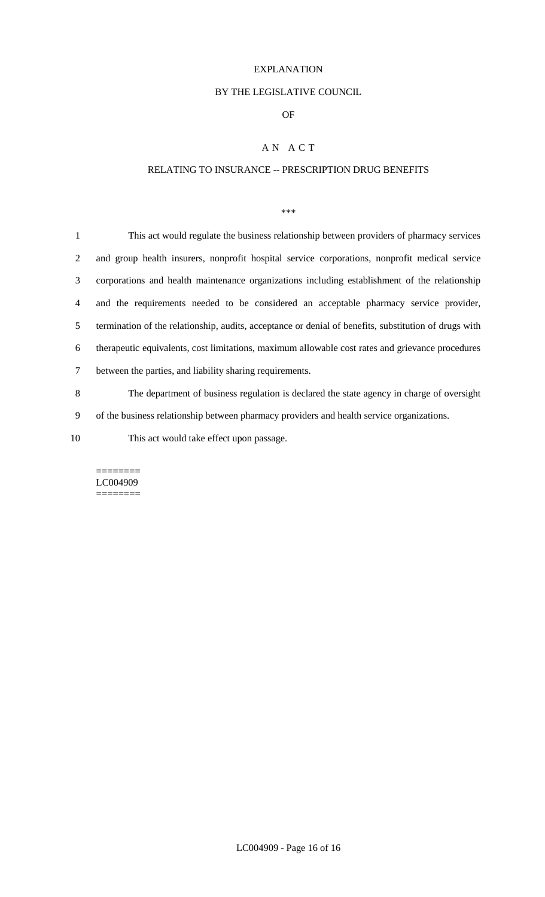EXPLANATION

BY THE LEGISLATIVE COUNCIL

OF

A N A C T

RELATING TO INSURANCE -- PRESCRIPTION DRUG BENEFITS

\*\*\*

This act would regulate the business relationship between providers of pharmacy services and group health insurers, nonprofit hospital service corporations, nonprofit medical service corporations and health maintenance organizations including establishment of the relationship and the requirements needed to be considered an acceptable pharmacy service provider, termination of the relationship, audits, acceptance or denial of benefits, substitution of drugs with therapeutic equivalents, cost limitations, maximum allowable cost rates and grievance procedures between the parties, and liability sharing requirements.

The department of business regulation is declared the state agency in charge of oversight of the business relationship between pharmacy providers and health service organizations.

This act would take effect upon passage.

========
LC004909
========